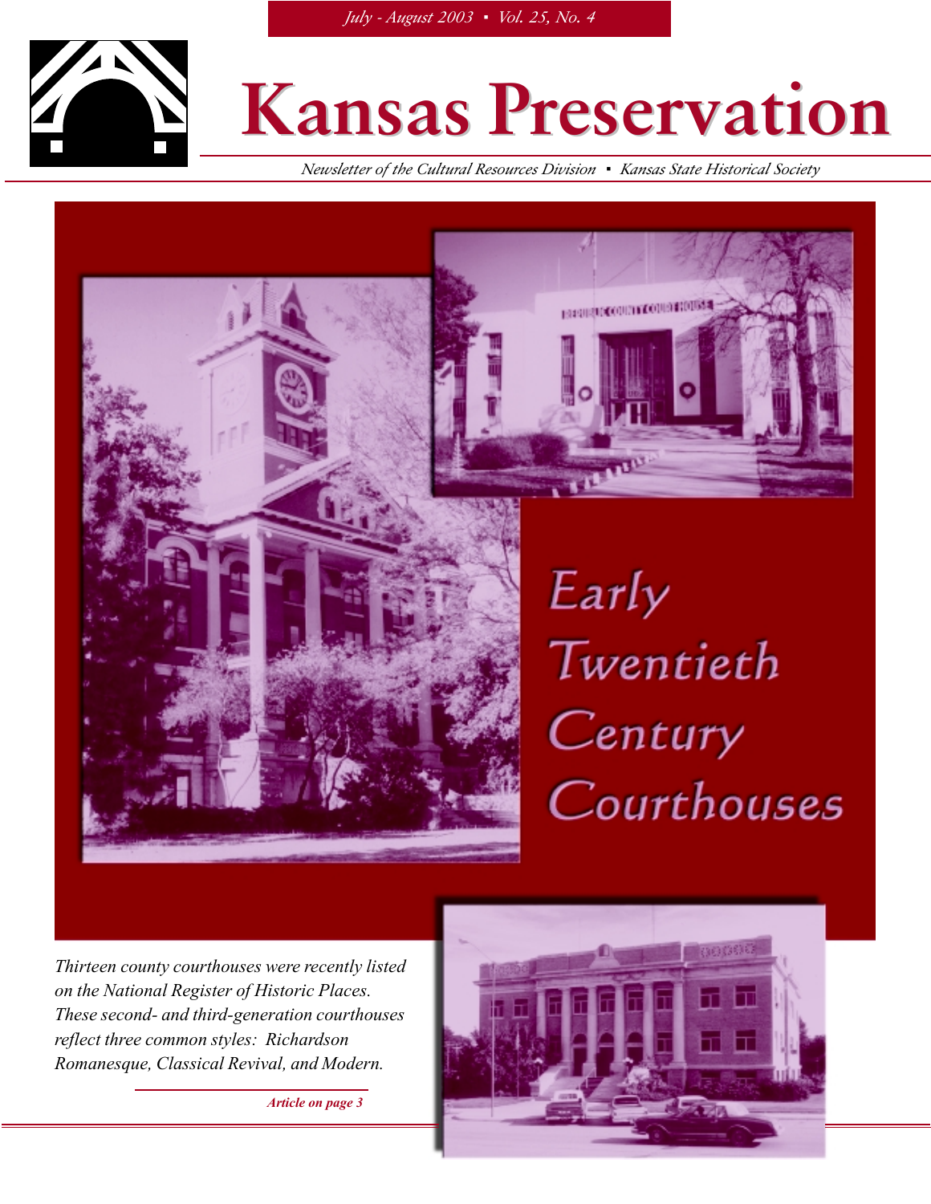July - August 2003 ▪ Vol. 25, No. 4

# Kansas Preservation

*Newsletter of the Cultural Resources Division ▪ Kansas State Historical Society*

## Early Twentieth Century Courthouses

*Thirteen county courthouses were recently listed on the National Register of Historic Places. These second- and third-generation courthouses reflect three common styles: Richardson Romanesque, Classical Revival, and Modern.*

***Article on page 3***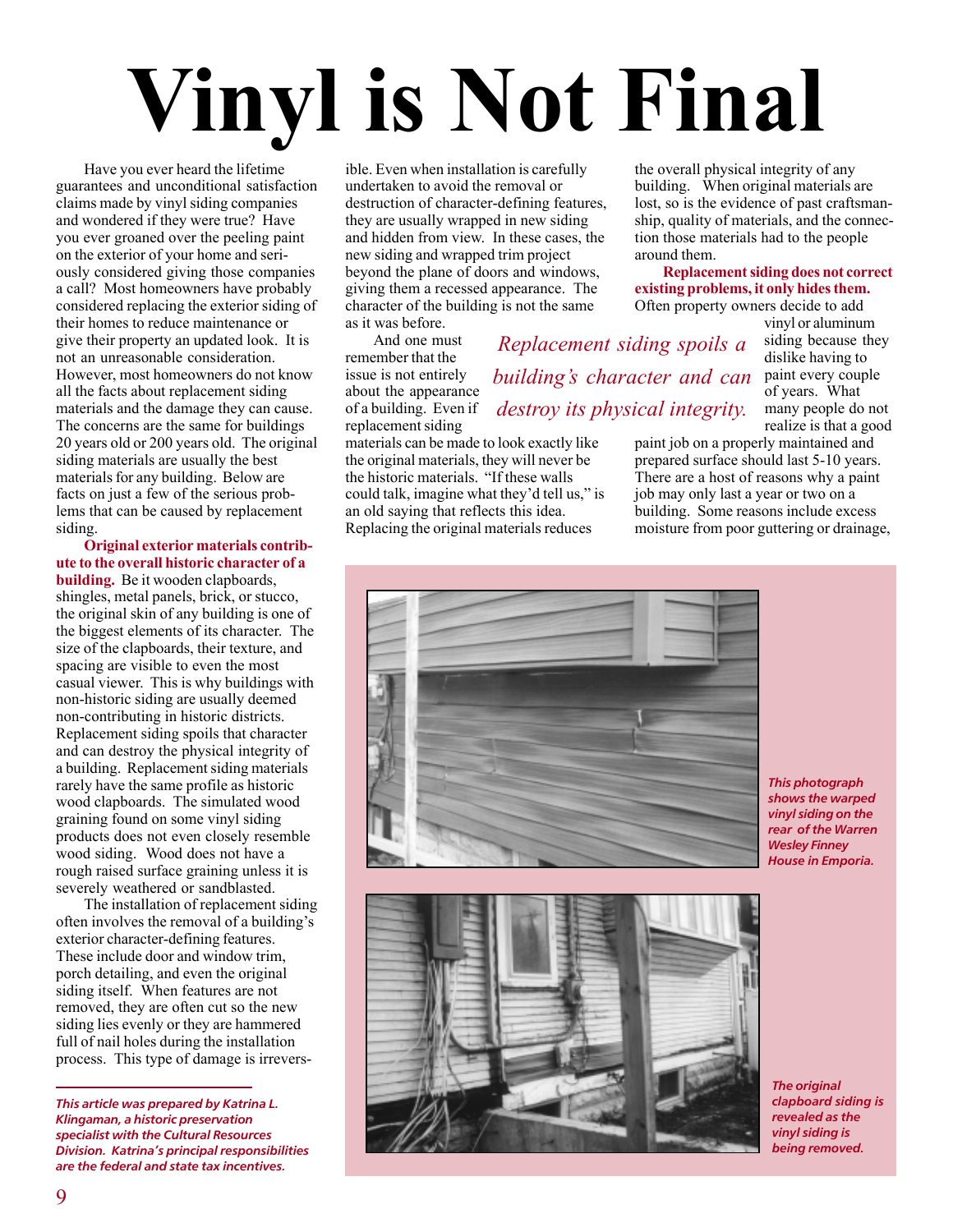# Vinyl is Not Final

Have you ever heard the lifetime guarantees and unconditional satisfaction claims made by vinyl siding companies and wondered if they were true? Have you ever groaned over the peeling paint on the exterior of your home and seriously considered giving those companies a call? Most homeowners have probably considered replacing the exterior siding of their homes to reduce maintenance or give their property an updated look. It is not an unreasonable consideration. However, most homeowners do not know all the facts about replacement siding materials and the damage they can cause. The concerns are the same for buildings 20 years old or 200 years old. The original siding materials are usually the best materials for any building. Below are facts on just a few of the serious problems that can be caused by replacement siding.

**Original exterior materials contribute to the overall historic character of a building.** Be it wooden clapboards, shingles, metal panels, brick, or stucco, the original skin of any building is one of the biggest elements of its character. The size of the clapboards, their texture, and spacing are visible to even the most casual viewer. This is why buildings with non-historic siding are usually deemed non-contributing in historic districts. Replacement siding spoils that character and can destroy the physical integrity of a building. Replacement siding materials rarely have the same profile as historic wood clapboards. The simulated wood graining found on some vinyl siding products does not even closely resemble wood siding. Wood does not have a rough raised surface graining unless it is severely weathered or sandblasted.

The installation of replacement siding often involves the removal of a building's exterior character-defining features. These include door and window trim, porch detailing, and even the original siding itself. When features are not removed, they are often cut so the new siding lies evenly or they are hammered full of nail holes during the installation process. This type of damage is irreversible. Even when installation is carefully undertaken to avoid the removal or destruction of character-defining features, they are usually wrapped in new siding and hidden from view. In these cases, the new siding and wrapped trim project beyond the plane of doors and windows, giving them a recessed appearance. The character of the building is not the same as it was before.

And one must remember that the issue is not entirely about the appearance of a building. Even if replacement siding materials can be made to look exactly like the original materials, they will never be the historic materials. "If these walls could talk, imagine what they'd tell us," is an old saying that reflects this idea. Replacing the original materials reduces the overall physical integrity of any building. When original materials are lost, so is the evidence of past craftsmanship, quality of materials, and the connection those materials had to the people around them.

*Replacement siding spoils a building's character and can destroy its physical integrity.*

**Replacement siding does not correct existing problems, it only hides them.** Often property owners decide to add vinyl or aluminum siding because they dislike having to paint every couple of years. What many people do not realize is that a good paint job on a properly maintained and prepared surface should last 5-10 years. There are a host of reasons why a paint job may only last a year or two on a building. Some reasons include excess moisture from poor guttering or drainage,

*This photograph shows the warped vinyl siding on the rear of the Warren Wesley Finney House in Emporia.*

*The original clapboard siding is revealed as the vinyl siding is being removed.*

*This article was prepared by Katrina L. Klingaman, a historic preservation specialist with the Cultural Resources Division. Katrina's principal responsibilities are the federal and state tax incentives.*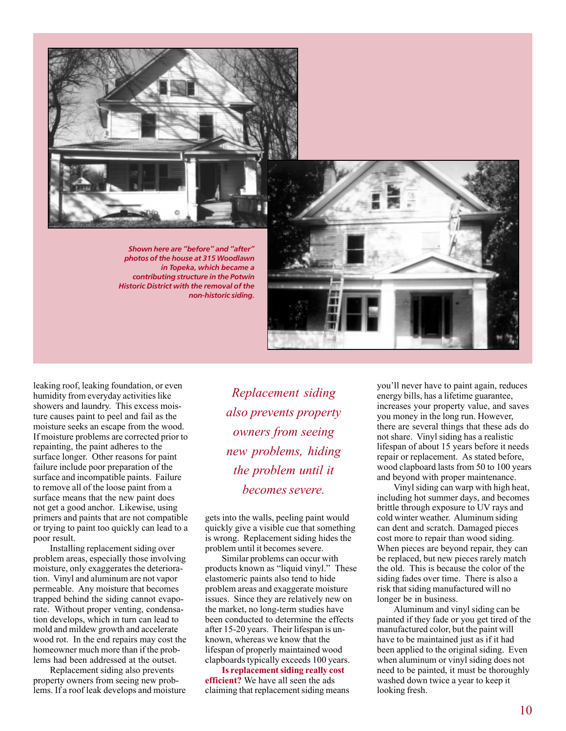*Shown here are "before" and "after" photos of the house at 315 Woodlawn in Topeka, which became a contributing structure in the Potwin Historic District with the removal of the non-historic siding.*

leaking roof, leaking foundation, or even humidity from everyday activities like showers and laundry. This excess moisture causes paint to peel and fail as the moisture seeks an escape from the wood. If moisture problems are corrected prior to repainting, the paint adheres to the surface longer. Other reasons for paint failure include poor preparation of the surface and incompatible paints. Failure to remove all of the loose paint from a surface means that the new paint does not get a good anchor. Likewise, using primers and paints that are not compatible or trying to paint too quickly can lead to a poor result.

Installing replacement siding over problem areas, especially those involving moisture, only exaggerates the deterioration. Vinyl and aluminum are not vapor permeable. Any moisture that becomes trapped behind the siding cannot evaporate. Without proper venting, condensation develops, which in turn can lead to mold and mildew growth and accelerate wood rot. In the end repairs may cost the homeowner much more than if the problems had been addressed at the outset.

Replacement siding also prevents property owners from seeing new problems. If a roof leak develops and moisture gets into the walls, peeling paint would quickly give a visible cue that something is wrong. Replacement siding hides the problem until it becomes severe.

*Replacement siding also prevents property owners from seeing new problems, hiding the problem until it becomes severe.*

Similar problems can occur with products known as "liquid vinyl." These elastomeric paints also tend to hide problem areas and exaggerate moisture issues. Since they are relatively new on the market, no long-term studies have been conducted to determine the effects after 15-20 years. Their lifespan is unknown, whereas we know that the lifespan of properly maintained wood clapboards typically exceeds 100 years.

**Is replacement siding really cost efficient?** We have all seen the ads claiming that replacement siding means you'll never have to paint again, reduces energy bills, has a lifetime guarantee, increases your property value, and saves you money in the long run. However, there are several things that these ads do not share. Vinyl siding has a realistic lifespan of about 15 years before it needs repair or replacement. As stated before, wood clapboard lasts from 50 to 100 years and beyond with proper maintenance.

Vinyl siding can warp with high heat, including hot summer days, and becomes brittle through exposure to UV rays and cold winter weather. Aluminum siding can dent and scratch. Damaged pieces cost more to repair than wood siding. When pieces are beyond repair, they can be replaced, but new pieces rarely match the old. This is because the color of the siding fades over time. There is also a risk that siding manufactured will no longer be in business.

Aluminum and vinyl siding can be painted if they fade or you get tired of the manufactured color, but the paint will have to be maintained just as if it had been applied to the original siding. Even when aluminum or vinyl siding does not need to be painted, it must be thoroughly washed down twice a year to keep it looking fresh.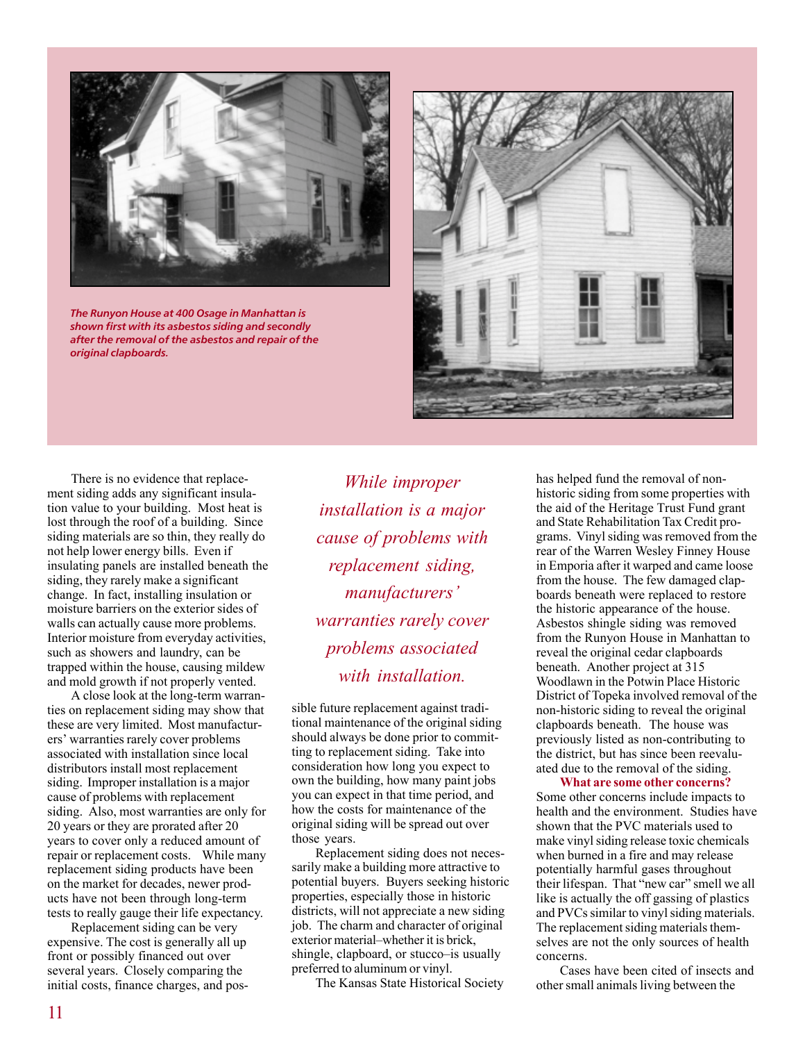*The Runyon House at 400 Osage in Manhattan is shown first with its asbestos siding and secondly after the removal of the asbestos and repair of the original clapboards.*

There is no evidence that replacement siding adds any significant insulation value to your building. Most heat is lost through the roof of a building. Since siding materials are so thin, they really do not help lower energy bills. Even if insulating panels are installed beneath the siding, they rarely make a significant change. In fact, installing insulation or moisture barriers on the exterior sides of walls can actually cause more problems. Interior moisture from everyday activities, such as showers and laundry, can be trapped within the house, causing mildew and mold growth if not properly vented.

A close look at the long-term warranties on replacement siding may show that these are very limited. Most manufacturers' warranties rarely cover problems associated with installation since local distributors install most replacement siding. Improper installation is a major cause of problems with replacement siding. Also, most warranties are only for 20 years or they are prorated after 20 years to cover only a reduced amount of repair or replacement costs. While many replacement siding products have been on the market for decades, newer products have not been through long-term tests to really gauge their life expectancy.

Replacement siding can be very expensive. The cost is generally all up front or possibly financed out over several years. Closely comparing the initial costs, finance charges, and possible future replacement against traditional maintenance of the original siding should always be done prior to committing to replacement siding. Take into consideration how long you expect to own the building, how many paint jobs you can expect in that time period, and how the costs for maintenance of the original siding will be spread out over those years.

*While improper installation is a major cause of problems with replacement siding, manufacturers' warranties rarely cover problems associated with installation.*

Replacement siding does not necessarily make a building more attractive to potential buyers. Buyers seeking historic properties, especially those in historic districts, will not appreciate a new siding job. The charm and character of original exterior material–whether it is brick, shingle, clapboard, or stucco–is usually preferred to aluminum or vinyl.

The Kansas State Historical Society has helped fund the removal of non-historic siding from some properties with the aid of the Heritage Trust Fund grant and State Rehabilitation Tax Credit programs. Vinyl siding was removed from the rear of the Warren Wesley Finney House in Emporia after it warped and came loose from the house. The few damaged clapboards beneath were replaced to restore the historic appearance of the house. Asbestos shingle siding was removed from the Runyon House in Manhattan to reveal the original cedar clapboards beneath. Another project at 315 Woodlawn in the Potwin Place Historic District of Topeka involved removal of the non-historic siding to reveal the original clapboards beneath. The house was previously listed as non-contributing to the district, but has since been reevaluated due to the removal of the siding.

**What are some other concerns?**
Some other concerns include impacts to health and the environment. Studies have shown that the PVC materials used to make vinyl siding release toxic chemicals when burned in a fire and may release potentially harmful gases throughout their lifespan. That "new car" smell we all like is actually the off gassing of plastics and PVCs similar to vinyl siding materials. The replacement siding materials themselves are not the only sources of health concerns.

Cases have been cited of insects and other small animals living between the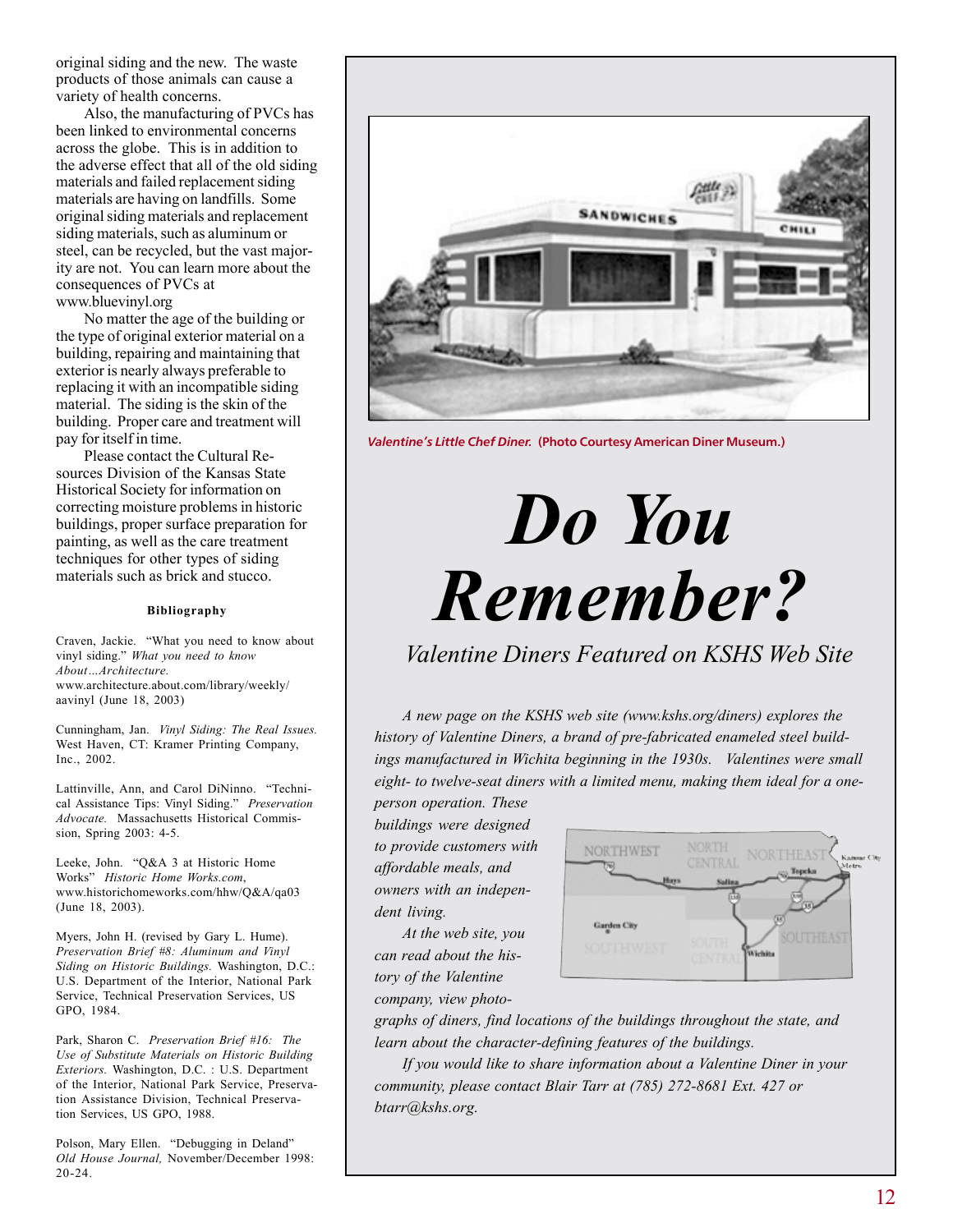original siding and the new. The waste products of those animals can cause a variety of health concerns.

Also, the manufacturing of PVCs has been linked to environmental concerns across the globe. This is in addition to the adverse effect that all of the old siding materials and failed replacement siding materials are having on landfills. Some original siding materials and replacement siding materials, such as aluminum or steel, can be recycled, but the vast majority are not. You can learn more about the consequences of PVCs at www.bluevinyl.org

No matter the age of the building or the type of original exterior material on a building, repairing and maintaining that exterior is nearly always preferable to replacing it with an incompatible siding material. The siding is the skin of the building. Proper care and treatment will pay for itself in time.

Please contact the Cultural Resources Division of the Kansas State Historical Society for information on correcting moisture problems in historic buildings, proper surface preparation for painting, as well as the care treatment techniques for other types of siding materials such as brick and stucco.

#### Bibliography

Craven, Jackie. "What you need to know about vinyl siding." *What you need to know About…Architecture.* www.architecture.about.com/library/weekly/aavinyl (June 18, 2003)

Cunningham, Jan. *Vinyl Siding: The Real Issues.* West Haven, CT: Kramer Printing Company, Inc., 2002.

Lattinville, Ann, and Carol DiNinno. "Technical Assistance Tips: Vinyl Siding." *Preservation Advocate.* Massachusetts Historical Commission, Spring 2003: 4-5.

Leeke, John. "Q&A 3 at Historic Home Works" *Historic Home Works.com*, www.historichomeworks.com/hhw/Q&A/qa03 (June 18, 2003).

Myers, John H. (revised by Gary L. Hume). *Preservation Brief #8: Aluminum and Vinyl Siding on Historic Buildings.* Washington, D.C.: U.S. Department of the Interior, National Park Service, Technical Preservation Services, US GPO, 1984.

Park, Sharon C. *Preservation Brief #16: The Use of Substitute Materials on Historic Building Exteriors.* Washington, D.C. : U.S. Department of the Interior, National Park Service, Preservation Assistance Division, Technical Preservation Services, US GPO, 1988.

Polson, Mary Ellen. "Debugging in Deland" *Old House Journal,* November/December 1998: 20-24.

***Valentine's Little Chef Diner.*** **(Photo Courtesy American Diner Museum.)**

# *Do You Remember?*

## *Valentine Diners Featured on KSHS Web Site*

*A new page on the KSHS web site (www.kshs.org/diners) explores the history of Valentine Diners, a brand of pre-fabricated enameled steel buildings manufactured in Wichita beginning in the 1930s. Valentines were small eight- to twelve-seat diners with a limited menu, making them ideal for a one-person operation. These buildings were designed to provide customers with affordable meals, and owners with an independent living.*

*At the web site, you can read about the history of the Valentine company, view photographs of diners, find locations of the buildings throughout the state, and learn about the character-defining features of the buildings.*

*If you would like to share information about a Valentine Diner in your community, please contact Blair Tarr at (785) 272-8681 Ext. 427 or btarr@kshs.org.*